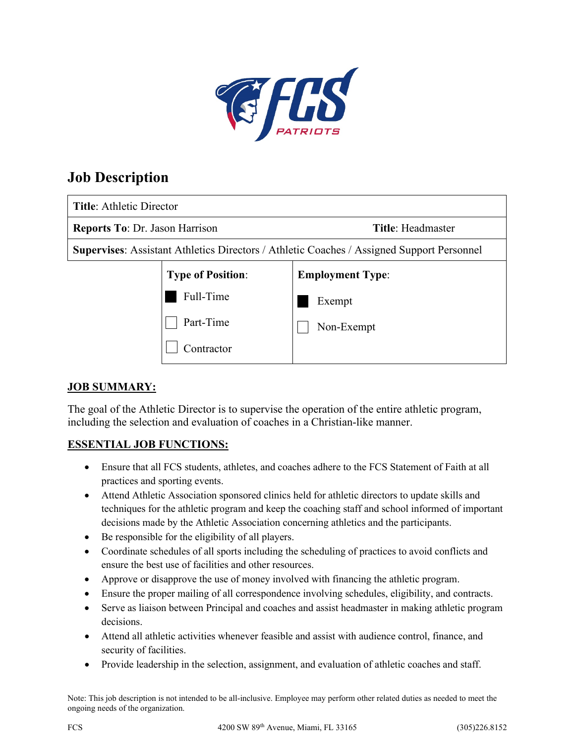# Job Description

| **Title**: Athletic Director | |
|---|---|
| **Reports To**: Dr. Jason Harrison | **Title**: Headmaster |
| **Supervises**: Assistant Athletics Directors / Athletic Coaches / Assigned Support Personnel | |

| **Type of Position**: | **Employment Type**: |
|---|---|
| ■ Full-Time | ■ Exempt |
| ☐ Part-Time | ☐ Non-Exempt |
| ☐ Contractor | |

**JOB SUMMARY:**

The goal of the Athletic Director is to supervise the operation of the entire athletic program, including the selection and evaluation of coaches in a Christian-like manner.

**ESSENTIAL JOB FUNCTIONS:**

- Ensure that all FCS students, athletes, and coaches adhere to the FCS Statement of Faith at all practices and sporting events.
- Attend Athletic Association sponsored clinics held for athletic directors to update skills and techniques for the athletic program and keep the coaching staff and school informed of important decisions made by the Athletic Association concerning athletics and the participants.
- Be responsible for the eligibility of all players.
- Coordinate schedules of all sports including the scheduling of practices to avoid conflicts and ensure the best use of facilities and other resources.
- Approve or disapprove the use of money involved with financing the athletic program.
- Ensure the proper mailing of all correspondence involving schedules, eligibility, and contracts.
- Serve as liaison between Principal and coaches and assist headmaster in making athletic program decisions.
- Attend all athletic activities whenever feasible and assist with audience control, finance, and security of facilities.
- Provide leadership in the selection, assignment, and evaluation of athletic coaches and staff.

Note: This job description is not intended to be all-inclusive. Employee may perform other related duties as needed to meet the ongoing needs of the organization.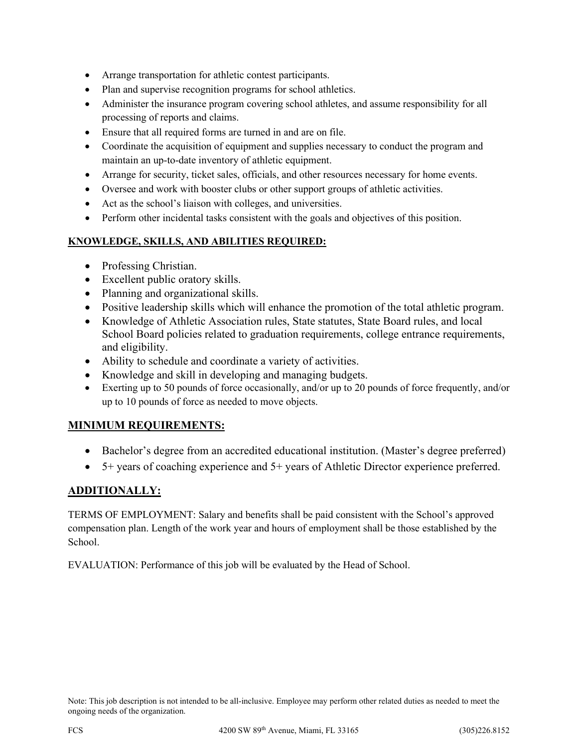- Arrange transportation for athletic contest participants.
- Plan and supervise recognition programs for school athletics.
- Administer the insurance program covering school athletes, and assume responsibility for all processing of reports and claims.
- Ensure that all required forms are turned in and are on file.
- Coordinate the acquisition of equipment and supplies necessary to conduct the program and maintain an up-to-date inventory of athletic equipment.
- Arrange for security, ticket sales, officials, and other resources necessary for home events.
- Oversee and work with booster clubs or other support groups of athletic activities.
- Act as the school's liaison with colleges, and universities.
- Perform other incidental tasks consistent with the goals and objectives of this position.

**KNOWLEDGE, SKILLS, AND ABILITIES REQUIRED:**

- Professing Christian.
- Excellent public oratory skills.
- Planning and organizational skills.
- Positive leadership skills which will enhance the promotion of the total athletic program.
- Knowledge of Athletic Association rules, State statutes, State Board rules, and local School Board policies related to graduation requirements, college entrance requirements, and eligibility.
- Ability to schedule and coordinate a variety of activities.
- Knowledge and skill in developing and managing budgets.
- Exerting up to 50 pounds of force occasionally, and/or up to 20 pounds of force frequently, and/or up to 10 pounds of force as needed to move objects.

## MINIMUM REQUIREMENTS:

- Bachelor's degree from an accredited educational institution. (Master's degree preferred)
- 5+ years of coaching experience and 5+ years of Athletic Director experience preferred.

## ADDITIONALLY:

TERMS OF EMPLOYMENT: Salary and benefits shall be paid consistent with the School's approved compensation plan. Length of the work year and hours of employment shall be those established by the School.

EVALUATION: Performance of this job will be evaluated by the Head of School.

Note: This job description is not intended to be all-inclusive. Employee may perform other related duties as needed to meet the ongoing needs of the organization.